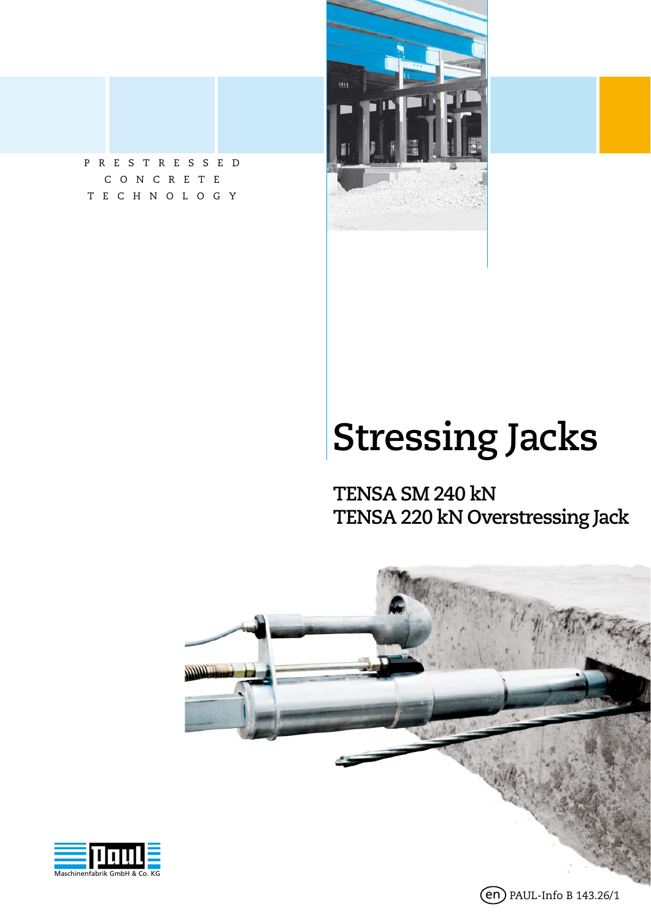PRESTRESSED CONCRETE TECHNOLOGY

# Stressing Jacks

## TENSA SM 240 kN
## TENSA 220 kN Overstressing Jack

Maschinenfabrik GmbH & Co. KG

(en) PAUL-Info B 143.26/1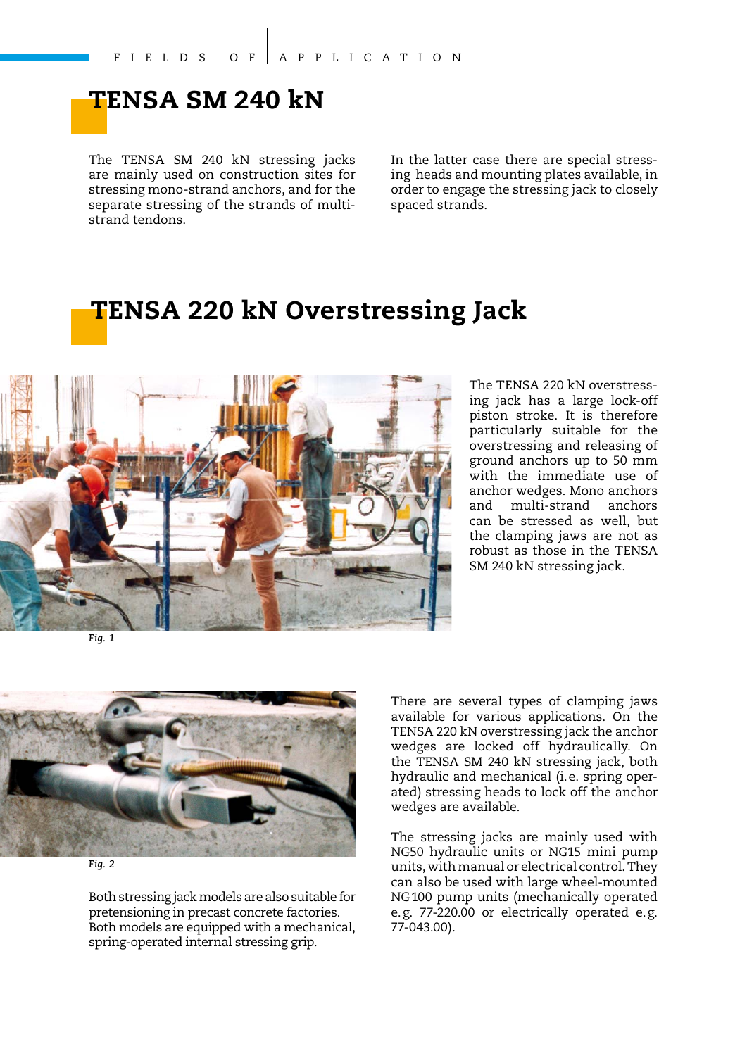# TENSA SM 240 kN

The TENSA SM 240 kN stressing jacks are mainly used on construction sites for stressing mono-strand anchors, and for the separate stressing of the strands of multi-strand tendons.

In the latter case there are special stressing heads and mounting plates available, in order to engage the stressing jack to closely spaced strands.

# TENSA 220 kN Overstressing Jack

The TENSA 220 kN overstressing jack has a large lock-off piston stroke. It is therefore particularly suitable for the overstressing and releasing of ground anchors up to 50 mm with the immediate use of anchor wedges. Mono anchors and multi-strand anchors can be stressed as well, but the clamping jaws are not as robust as those in the TENSA SM 240 kN stressing jack.

*Fig. 1*

*Fig. 2*

Both stressing jack models are also suitable for pretensioning in precast concrete factories. Both models are equipped with a mechanical, spring-operated internal stressing grip.

There are several types of clamping jaws available for various applications. On the TENSA 220 kN overstressing jack the anchor wedges are locked off hydraulically. On the TENSA SM 240 kN stressing jack, both hydraulic and mechanical (i. e. spring operated) stressing heads to lock off the anchor wedges are available.

The stressing jacks are mainly used with NG50 hydraulic units or NG15 mini pump units, with manual or electrical control. They can also be used with large wheel-mounted NG 100 pump units (mechanically operated e. g. 77-220.00 or electrically operated e. g. 77-043.00).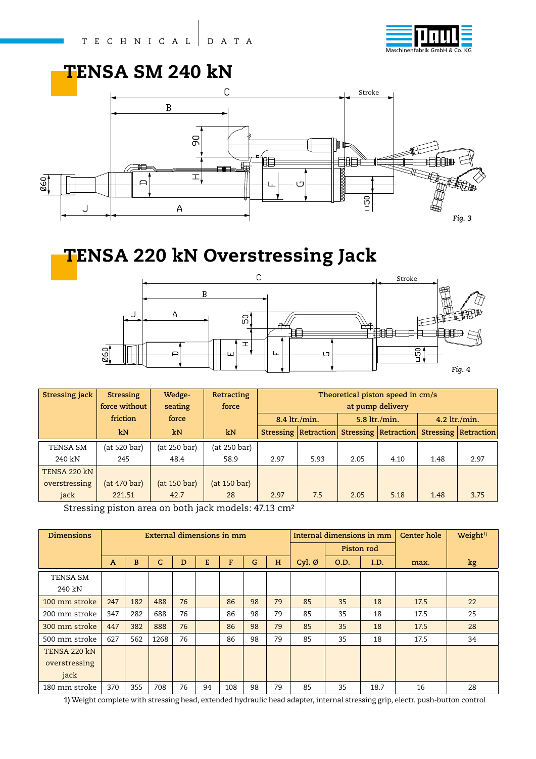# TENSA SM 240 kN

*Fig. 3*

# TENSA 220 kN Overstressing Jack

*Fig. 4*

| Stressing jack | Stressing force without friction kN | Wedge-seating force kN | Retracting force kN | Theoretical piston speed in cm/s at pump delivery | | | | | |
|---|---|---|---|---|---|---|---|---|---|
| | | | | 8.4 ltr./min. | | 5.8 ltr./min. | | 4.2 ltr./min. | |
| | | | | Stressing | Retraction | Stressing | Retraction | Stressing | Retraction |
| TENSA SM 240 kN | (at 520 bar) 245 | (at 250 bar) 48.4 | (at 250 bar) 58.9 | 2.97 | 5.93 | 2.05 | 4.10 | 1.48 | 2.97 |
| TENSA 220 kN overstressing jack | (at 470 bar) 221.51 | (at 150 bar) 42.7 | (at 150 bar) 28 | 2.97 | 7.5 | 2.05 | 5.18 | 1.48 | 3.75 |

Stressing piston area on both jack models: 47.13 cm²

| Dimensions | External dimensions in mm | | | | | | | | Internal dimensions in mm | | | Center hole | Weight[1] |
|---|---|---|---|---|---|---|---|---|---|---|---|---|---|
| | | | | | | | | | | Piston rod | | | |
| | A | B | C | D | E | F | G | H | Cyl. Ø | O.D. | I.D. | max. | kg |
| TENSA SM 240 kN | | | | | | | | | | | | | |
| 100 mm stroke | 247 | 182 | 488 | 76 | | 86 | 98 | 79 | 85 | 35 | 18 | 17.5 | 22 |
| 200 mm stroke | 347 | 282 | 688 | 76 | | 86 | 98 | 79 | 85 | 35 | 18 | 17.5 | 25 |
| 300 mm stroke | 447 | 382 | 888 | 76 | | 86 | 98 | 79 | 85 | 35 | 18 | 17.5 | 28 |
| 500 mm stroke | 627 | 562 | 1268 | 76 | | 86 | 98 | 79 | 85 | 35 | 18 | 17.5 | 34 |
| TENSA 220 kN overstressing jack | | | | | | | | | | | | | |
| 180 mm stroke | 370 | 355 | 708 | 76 | 94 | 108 | 98 | 79 | 85 | 35 | 18.7 | 16 | 28 |

**1)** Weight complete with stressing head, extended hydraulic head adapter, internal stressing grip, electr. push-button control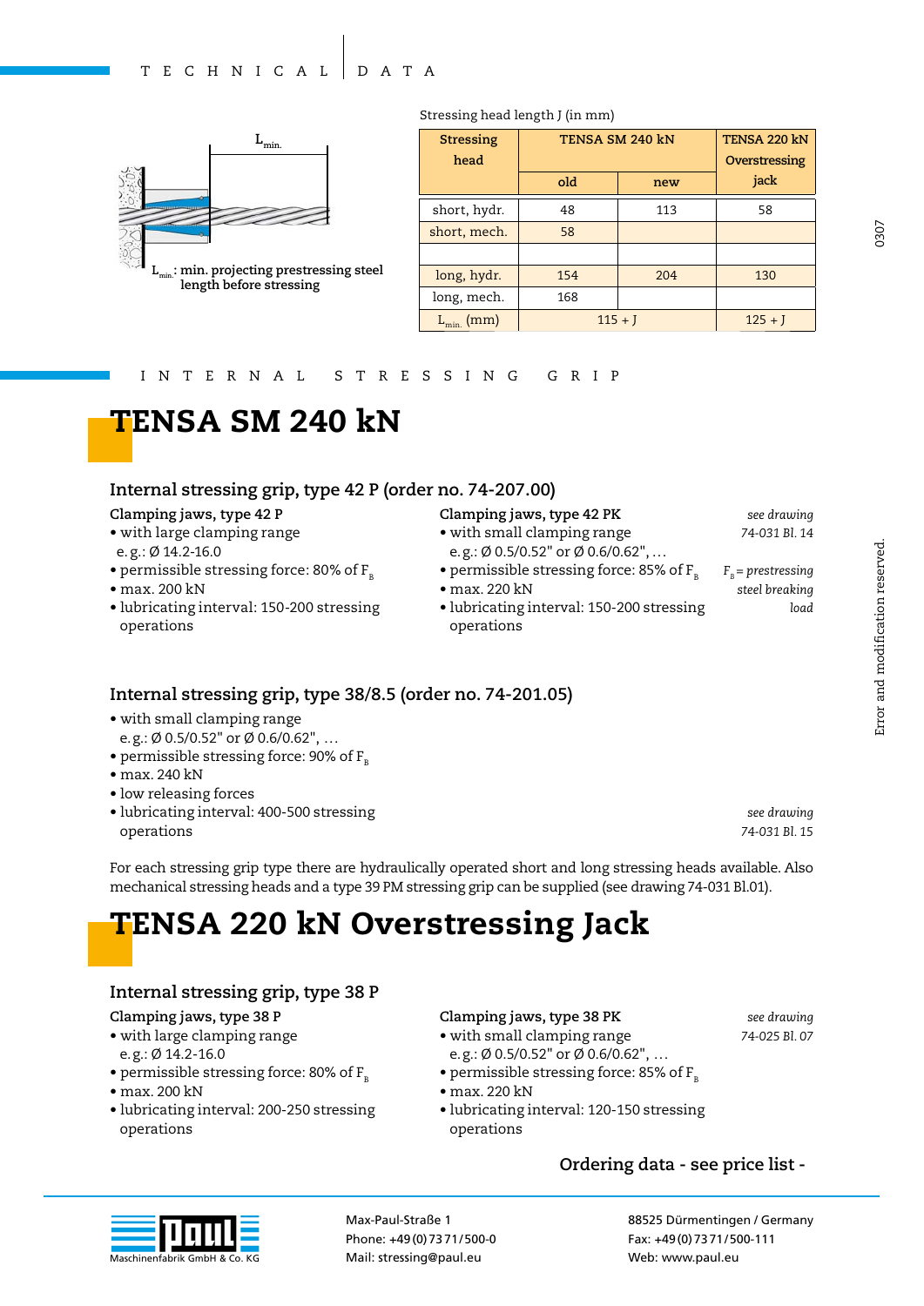TECHNICAL DATA

$L_{min.}$

$L_{min.}$: min. projecting prestressing steel length before stressing

Stressing head length J (in mm)

| Stressing head | TENSA SM 240 kN | | TENSA 220 kN Overstressing jack |
|---|---|---|---|
| | old | new | |
| short, hydr. | 48 | 113 | 58 |
| short, mech. | 58 | | |
| | | | |
| long, hydr. | 154 | 204 | 130 |
| long, mech. | 168 | | |
| $L_{min.}$ (mm) | 115 + J | | 125 + J |

INTERNAL STRESSING GRIP

# TENSA SM 240 kN

## Internal stressing grip, type 42 P (order no. 74-207.00)

**Clamping jaws, type 42 P**
- with large clamping range
  e. g.: Ø 14.2-16.0
- permissible stressing force: 80% of $F_B$
- max. 200 kN
- lubricating interval: 150-200 stressing operations

**Clamping jaws, type 42 PK**
- with small clamping range
  e. g.: Ø 0.5/0.52" or Ø 0.6/0.62", …
- permissible stressing force: 85% of $F_B$
- max. 220 kN
- lubricating interval: 150-200 stressing operations

*see drawing 74-031 Bl. 14*

*$F_B$ = prestressing steel breaking load*

## Internal stressing grip, type 38/8.5 (order no. 74-201.05)

- with small clamping range
  e. g.: Ø 0.5/0.52" or Ø 0.6/0.62", …
- permissible stressing force: 90% of $F_B$
- max. 240 kN
- low releasing forces
- lubricating interval: 400-500 stressing operations

*see drawing 74-031 Bl. 15*

For each stressing grip type there are hydraulically operated short and long stressing heads available. Also mechanical stressing heads and a type 39 PM stressing grip can be supplied (see drawing 74-031 Bl.01).

# TENSA 220 kN Overstressing Jack

## Internal stressing grip, type 38 P

**Clamping jaws, type 38 P**
- with large clamping range
  e. g.: Ø 14.2-16.0
- permissible stressing force: 80% of $F_B$
- max. 200 kN
- lubricating interval: 200-250 stressing operations

**Clamping jaws, type 38 PK**
- with small clamping range
  e. g.: Ø 0.5/0.52" or Ø 0.6/0.62", …
- permissible stressing force: 85% of $F_B$
- max. 220 kN
- lubricating interval: 120-150 stressing operations

*see drawing 74-025 Bl. 07*

**Ordering data - see price list -**

Error and modification reserved.

0307

Maschinenfabrik GmbH & Co. KG

Max-Paul-Straße 1
Phone: +49 (0) 73 71 / 500-0
Mail: stressing@paul.eu

88525 Dürmentingen / Germany
Fax: +49 (0) 73 71 / 500-111
Web: www.paul.eu